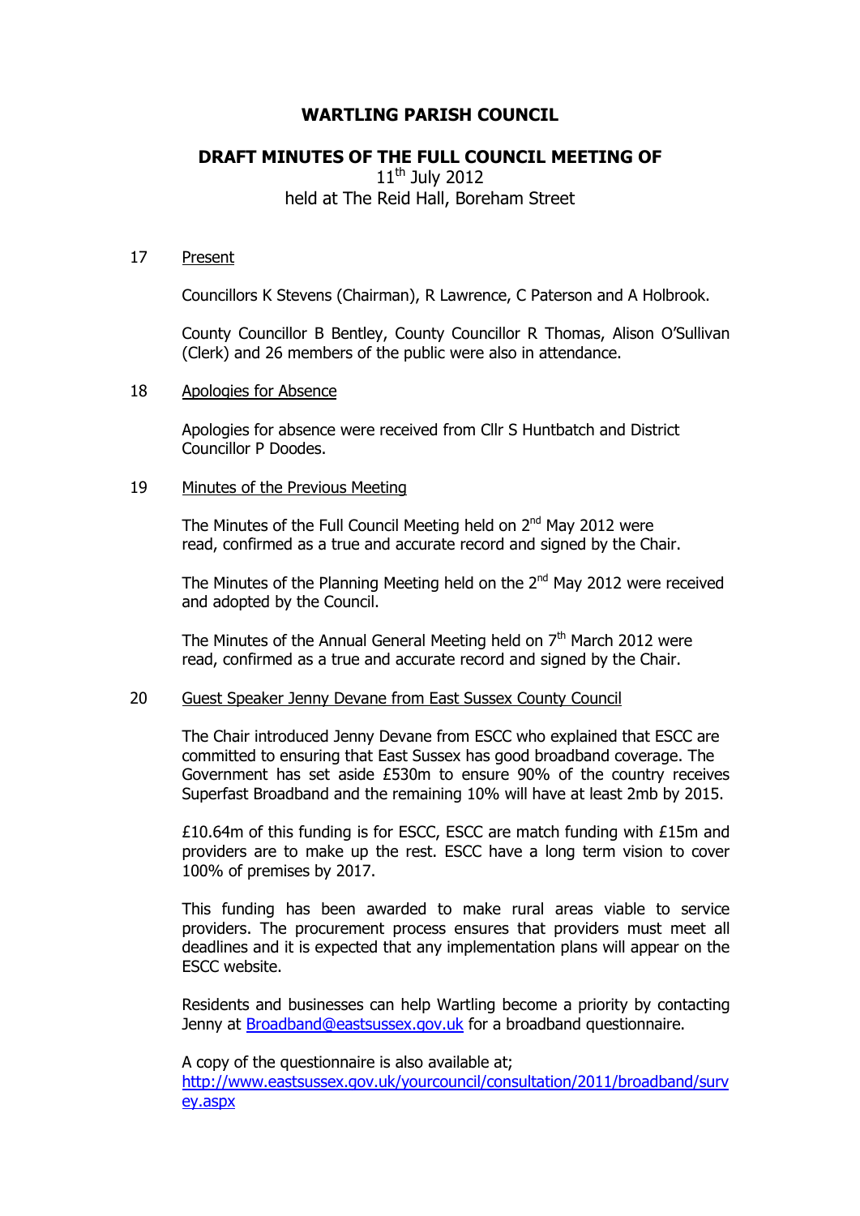# WARTLING PARISH COUNCIL

## DRAFT MINUTES OF THE FULL COUNCIL MEETING OF

11th July 2012

held at The Reid Hall, Boreham Street

17 Present

Councillors K Stevens (Chairman), R Lawrence, C Paterson and A Holbrook.

County Councillor B Bentley, County Councillor R Thomas, Alison O'Sullivan (Clerk) and 26 members of the public were also in attendance.

18 Apologies for Absence

Apologies for absence were received from Cllr S Huntbatch and District Councillor P Doodes.

19 Minutes of the Previous Meeting

The Minutes of the Full Council Meeting held on 2nd May 2012 were read, confirmed as a true and accurate record and signed by the Chair.

The Minutes of the Planning Meeting held on the 2nd May 2012 were received and adopted by the Council.

The Minutes of the Annual General Meeting held on 7th March 2012 were read, confirmed as a true and accurate record and signed by the Chair.

20 Guest Speaker Jenny Devane from East Sussex County Council

The Chair introduced Jenny Devane from ESCC who explained that ESCC are committed to ensuring that East Sussex has good broadband coverage. The Government has set aside £530m to ensure 90% of the country receives Superfast Broadband and the remaining 10% will have at least 2mb by 2015.

£10.64m of this funding is for ESCC, ESCC are match funding with £15m and providers are to make up the rest. ESCC have a long term vision to cover 100% of premises by 2017.

This funding has been awarded to make rural areas viable to service providers. The procurement process ensures that providers must meet all deadlines and it is expected that any implementation plans will appear on the ESCC website.

Residents and businesses can help Wartling become a priority by contacting Jenny at Broadband@eastsussex.gov.uk for a broadband questionnaire.

A copy of the questionnaire is also available at;
http://www.eastsussex.gov.uk/yourcouncil/consultation/2011/broadband/survey.aspx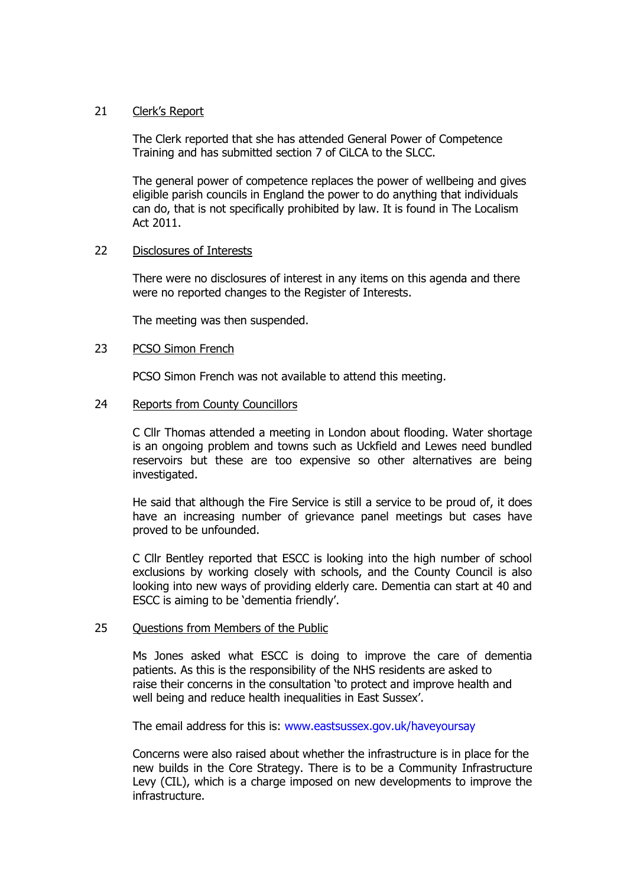21 Clerk's Report

The Clerk reported that she has attended General Power of Competence Training and has submitted section 7 of CiLCA to the SLCC.

The general power of competence replaces the power of wellbeing and gives eligible parish councils in England the power to do anything that individuals can do, that is not specifically prohibited by law. It is found in The Localism Act 2011.

22 Disclosures of Interests

There were no disclosures of interest in any items on this agenda and there were no reported changes to the Register of Interests.

The meeting was then suspended.

23 PCSO Simon French

PCSO Simon French was not available to attend this meeting.

24 Reports from County Councillors

C Cllr Thomas attended a meeting in London about flooding. Water shortage is an ongoing problem and towns such as Uckfield and Lewes need bundled reservoirs but these are too expensive so other alternatives are being investigated.

He said that although the Fire Service is still a service to be proud of, it does have an increasing number of grievance panel meetings but cases have proved to be unfounded.

C Cllr Bentley reported that ESCC is looking into the high number of school exclusions by working closely with schools, and the County Council is also looking into new ways of providing elderly care. Dementia can start at 40 and ESCC is aiming to be 'dementia friendly'.

25 Questions from Members of the Public

Ms Jones asked what ESCC is doing to improve the care of dementia patients. As this is the responsibility of the NHS residents are asked to raise their concerns in the consultation 'to protect and improve health and well being and reduce health inequalities in East Sussex'.

The email address for this is: www.eastsussex.gov.uk/haveyoursay

Concerns were also raised about whether the infrastructure is in place for the new builds in the Core Strategy. There is to be a Community Infrastructure Levy (CIL), which is a charge imposed on new developments to improve the infrastructure.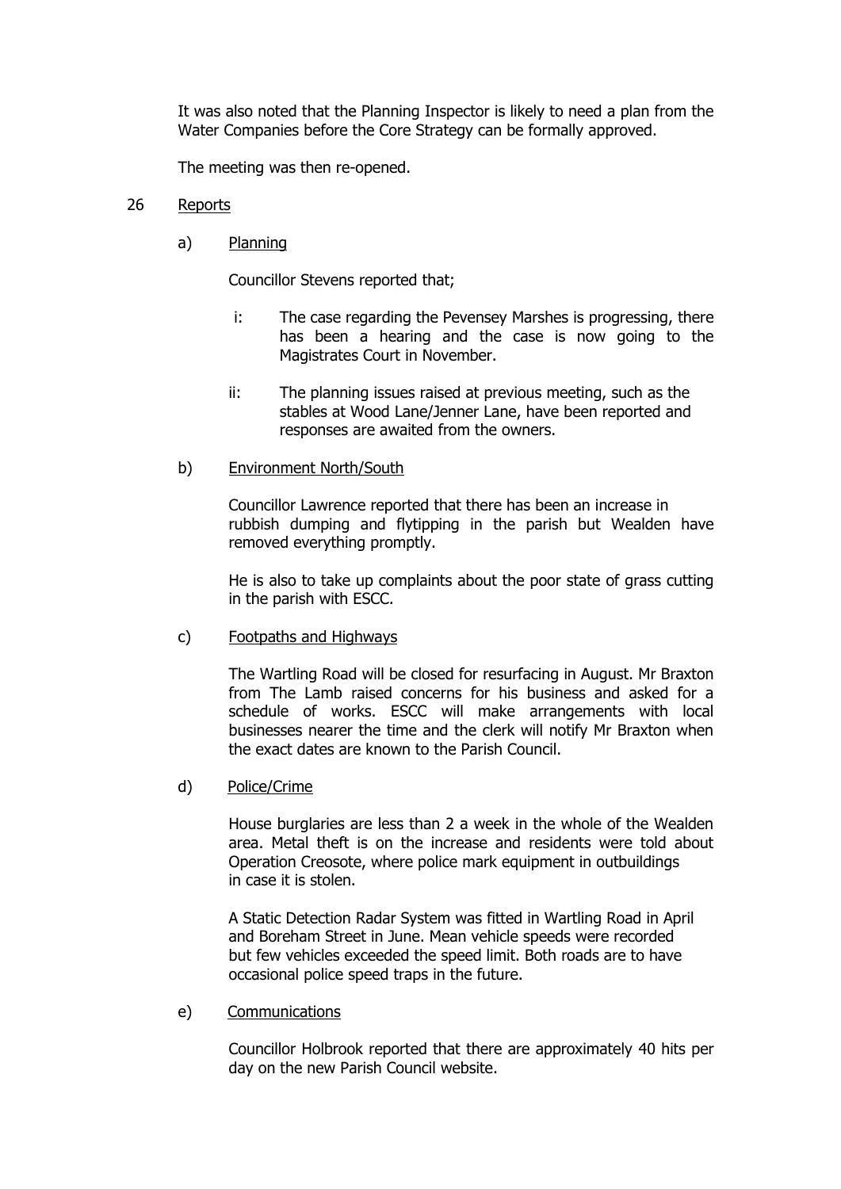It was also noted that the Planning Inspector is likely to need a plan from the Water Companies before the Core Strategy can be formally approved.

The meeting was then re-opened.

26 Reports

a) Planning

Councillor Stevens reported that;

i: The case regarding the Pevensey Marshes is progressing, there has been a hearing and the case is now going to the Magistrates Court in November.

ii: The planning issues raised at previous meeting, such as the stables at Wood Lane/Jenner Lane, have been reported and responses are awaited from the owners.

b) Environment North/South

Councillor Lawrence reported that there has been an increase in rubbish dumping and flytipping in the parish but Wealden have removed everything promptly.

He is also to take up complaints about the poor state of grass cutting in the parish with ESCC.

c) Footpaths and Highways

The Wartling Road will be closed for resurfacing in August. Mr Braxton from The Lamb raised concerns for his business and asked for a schedule of works. ESCC will make arrangements with local businesses nearer the time and the clerk will notify Mr Braxton when the exact dates are known to the Parish Council.

d) Police/Crime

House burglaries are less than 2 a week in the whole of the Wealden area. Metal theft is on the increase and residents were told about Operation Creosote, where police mark equipment in outbuildings in case it is stolen.

A Static Detection Radar System was fitted in Wartling Road in April and Boreham Street in June. Mean vehicle speeds were recorded but few vehicles exceeded the speed limit. Both roads are to have occasional police speed traps in the future.

e) Communications

Councillor Holbrook reported that there are approximately 40 hits per day on the new Parish Council website.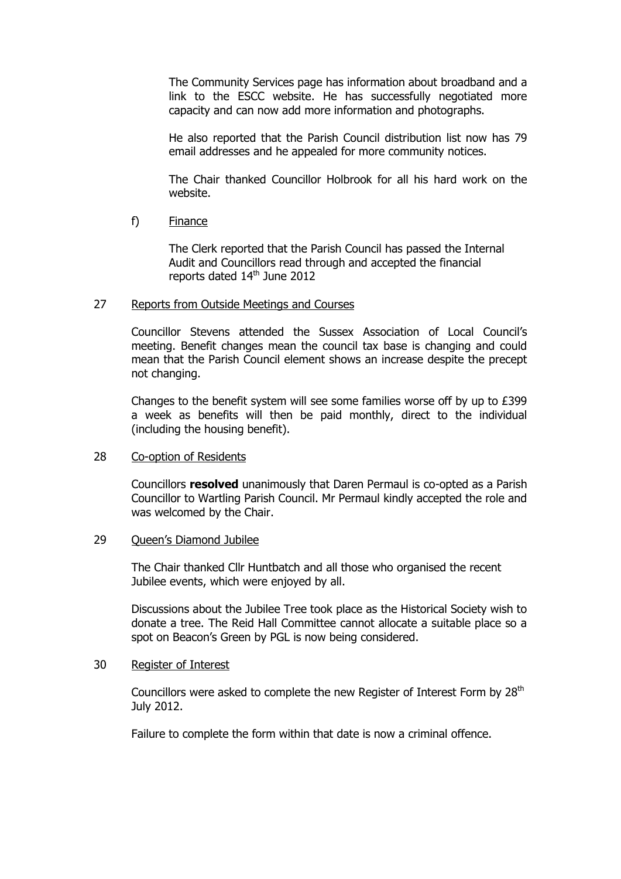The Community Services page has information about broadband and a link to the ESCC website. He has successfully negotiated more capacity and can now add more information and photographs.

He also reported that the Parish Council distribution list now has 79 email addresses and he appealed for more community notices.

The Chair thanked Councillor Holbrook for all his hard work on the website.

f) Finance

The Clerk reported that the Parish Council has passed the Internal Audit and Councillors read through and accepted the financial reports dated 14th June 2012

27 Reports from Outside Meetings and Courses

Councillor Stevens attended the Sussex Association of Local Council's meeting. Benefit changes mean the council tax base is changing and could mean that the Parish Council element shows an increase despite the precept not changing.

Changes to the benefit system will see some families worse off by up to £399 a week as benefits will then be paid monthly, direct to the individual (including the housing benefit).

28 Co-option of Residents

Councillors **resolved** unanimously that Daren Permaul is co-opted as a Parish Councillor to Wartling Parish Council. Mr Permaul kindly accepted the role and was welcomed by the Chair.

29 Queen's Diamond Jubilee

The Chair thanked Cllr Huntbatch and all those who organised the recent Jubilee events, which were enjoyed by all.

Discussions about the Jubilee Tree took place as the Historical Society wish to donate a tree. The Reid Hall Committee cannot allocate a suitable place so a spot on Beacon's Green by PGL is now being considered.

30 Register of Interest

Councillors were asked to complete the new Register of Interest Form by 28th July 2012.

Failure to complete the form within that date is now a criminal offence.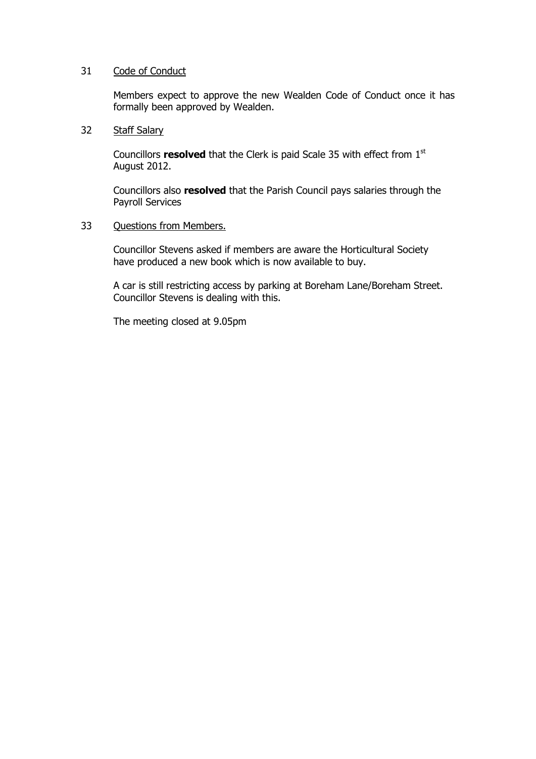31 <u>Code of Conduct</u>

Members expect to approve the new Wealden Code of Conduct once it has formally been approved by Wealden.

32 <u>Staff Salary</u>

Councillors **resolved** that the Clerk is paid Scale 35 with effect from 1st August 2012.

Councillors also **resolved** that the Parish Council pays salaries through the Payroll Services

33 <u>Questions from Members.</u>

Councillor Stevens asked if members are aware the Horticultural Society have produced a new book which is now available to buy.

A car is still restricting access by parking at Boreham Lane/Boreham Street. Councillor Stevens is dealing with this.

The meeting closed at 9.05pm